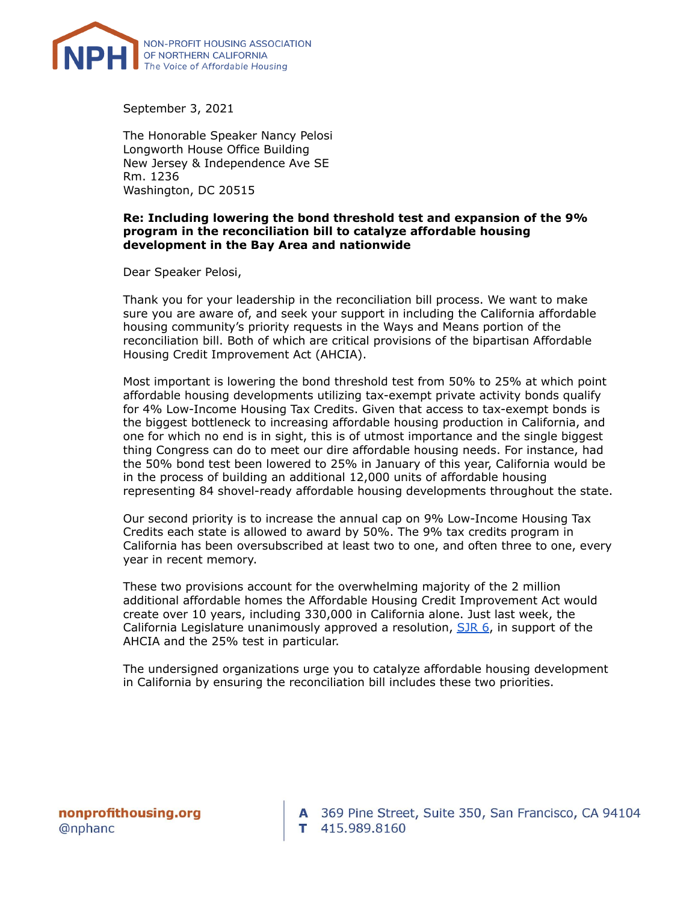NON-PROFIT HOUSING ASSOCIATION OF NORTHERN CALIFORNIA
*The Voice of Affordable Housing*

September 3, 2021

The Honorable Speaker Nancy Pelosi
Longworth House Office Building
New Jersey & Independence Ave SE
Rm. 1236
Washington, DC 20515

**Re: Including lowering the bond threshold test and expansion of the 9% program in the reconciliation bill to catalyze affordable housing development in the Bay Area and nationwide**

Dear Speaker Pelosi,

Thank you for your leadership in the reconciliation bill process. We want to make sure you are aware of, and seek your support in including the California affordable housing community's priority requests in the Ways and Means portion of the reconciliation bill. Both of which are critical provisions of the bipartisan Affordable Housing Credit Improvement Act (AHCIA).

Most important is lowering the bond threshold test from 50% to 25% at which point affordable housing developments utilizing tax-exempt private activity bonds qualify for 4% Low-Income Housing Tax Credits. Given that access to tax-exempt bonds is the biggest bottleneck to increasing affordable housing production in California, and one for which no end is in sight, this is of utmost importance and the single biggest thing Congress can do to meet our dire affordable housing needs. For instance, had the 50% bond test been lowered to 25% in January of this year, California would be in the process of building an additional 12,000 units of affordable housing representing 84 shovel-ready affordable housing developments throughout the state.

Our second priority is to increase the annual cap on 9% Low-Income Housing Tax Credits each state is allowed to award by 50%. The 9% tax credits program in California has been oversubscribed at least two to one, and often three to one, every year in recent memory.

These two provisions account for the overwhelming majority of the 2 million additional affordable homes the Affordable Housing Credit Improvement Act would create over 10 years, including 330,000 in California alone. Just last week, the California Legislature unanimously approved a resolution, SJR 6, in support of the AHCIA and the 25% test in particular.

The undersigned organizations urge you to catalyze affordable housing development in California by ensuring the reconciliation bill includes these two priorities.

nonprofithousing.org
@nphanc

A 369 Pine Street, Suite 350, San Francisco, CA 94104
T 415.989.8160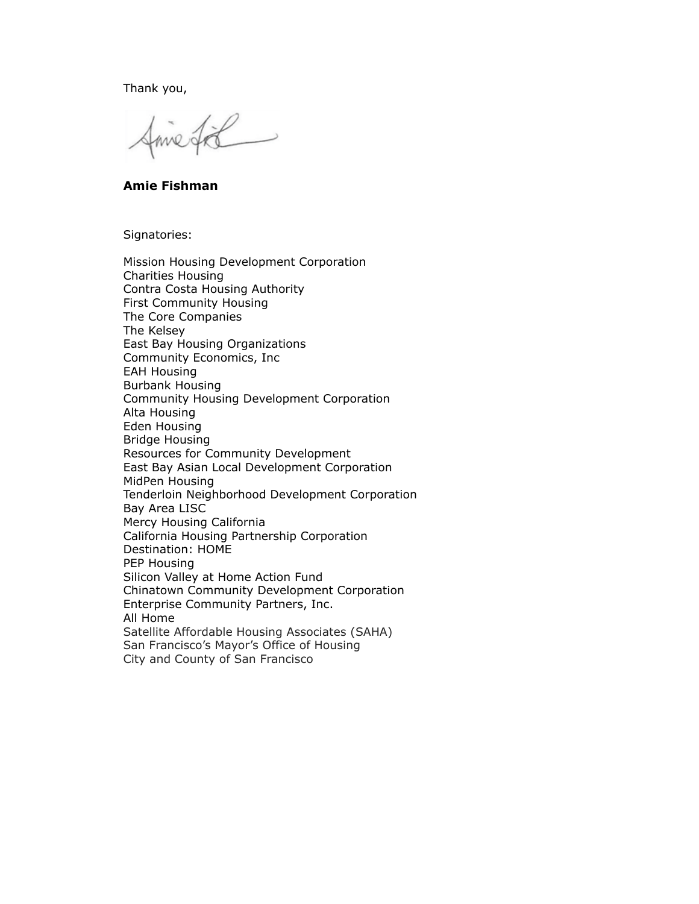Thank you,

**Amie Fishman**

Signatories:

Mission Housing Development Corporation
Charities Housing
Contra Costa Housing Authority
First Community Housing
The Core Companies
The Kelsey
East Bay Housing Organizations
Community Economics, Inc
EAH Housing
Burbank Housing
Community Housing Development Corporation
Alta Housing
Eden Housing
Bridge Housing
Resources for Community Development
East Bay Asian Local Development Corporation
MidPen Housing
Tenderloin Neighborhood Development Corporation
Bay Area LISC
Mercy Housing California
California Housing Partnership Corporation
Destination: HOME
PEP Housing
Silicon Valley at Home Action Fund
Chinatown Community Development Corporation
Enterprise Community Partners, Inc.
All Home
Satellite Affordable Housing Associates (SAHA)
San Francisco's Mayor's Office of Housing
City and County of San Francisco